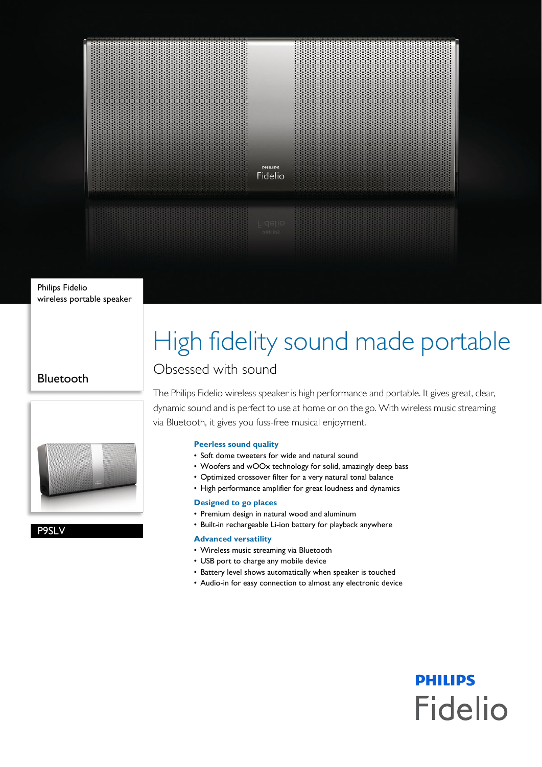Philips Fidelio
wireless portable speaker

Bluetooth

P9SLV

# High fidelity sound made portable

## Obsessed with sound

The Philips Fidelio wireless speaker is high performance and portable. It gives great, clear, dynamic sound and is perfect to use at home or on the go. With wireless music streaming via Bluetooth, it gives you fuss-free musical enjoyment.

### Peerless sound quality
- Soft dome tweeters for wide and natural sound
- Woofers and wOOx technology for solid, amazingly deep bass
- Optimized crossover filter for a very natural tonal balance
- High performance amplifier for great loudness and dynamics

### Designed to go places
- Premium design in natural wood and aluminum
- Built-in rechargeable Li-ion battery for playback anywhere

### Advanced versatility
- Wireless music streaming via Bluetooth
- USB port to charge any mobile device
- Battery level shows automatically when speaker is touched
- Audio-in for easy connection to almost any electronic device

PHILIPS
Fidelio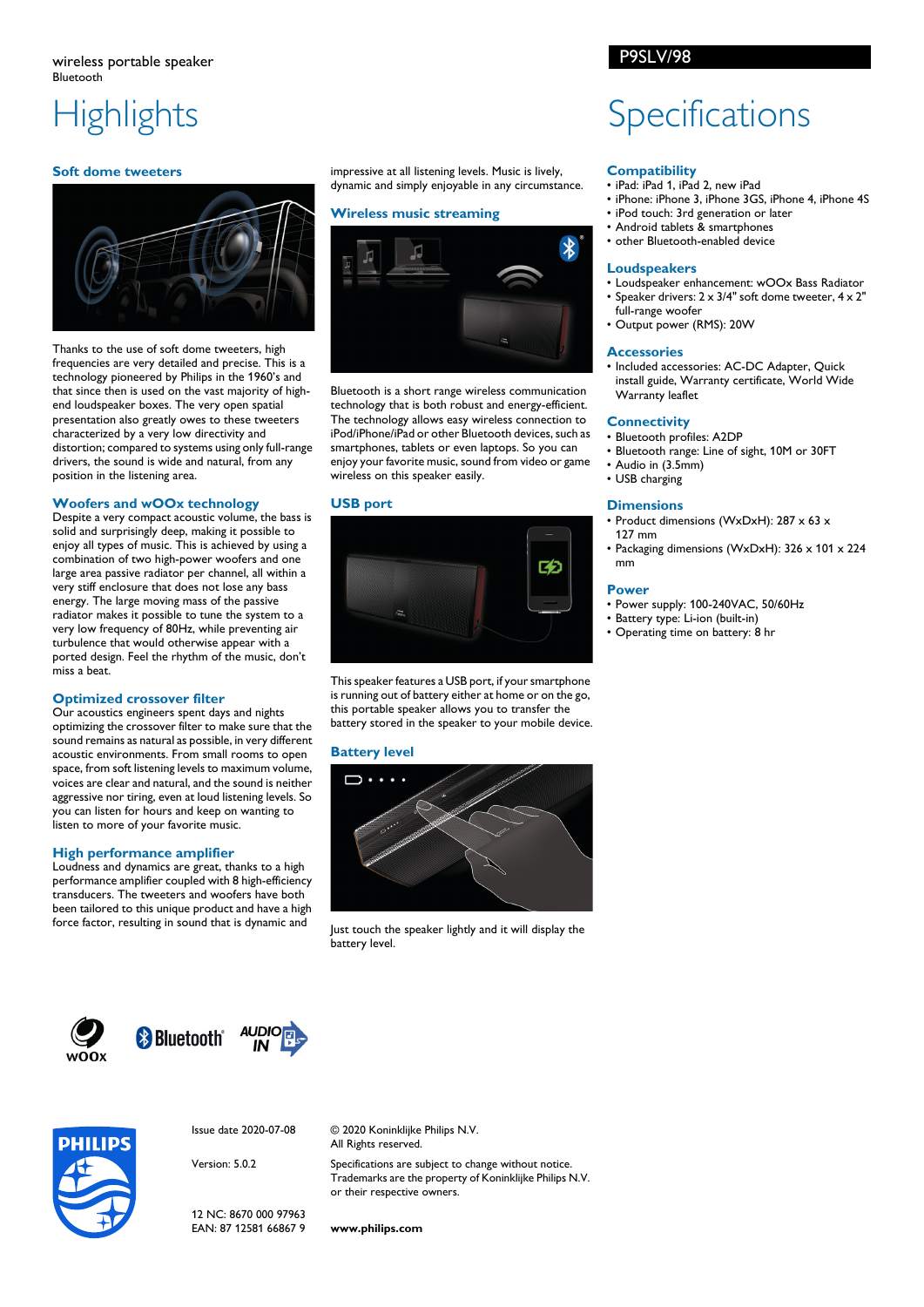wireless portable speaker
Bluetooth

P9SLV/98

# Highlights

### Soft dome tweeters

Thanks to the use of soft dome tweeters, high frequencies are very detailed and precise. This is a technology pioneered by Philips in the 1960's and that since then is used on the vast majority of high-end loudspeaker boxes. The very open spatial presentation also greatly owes to these tweeters characterized by a very low directivity and distortion; compared to systems using only full-range drivers, the sound is wide and natural, from any position in the listening area.

### Woofers and wOOx technology

Despite a very compact acoustic volume, the bass is solid and surprisingly deep, making it possible to enjoy all types of music. This is achieved by using a combination of two high-power woofers and one large area passive radiator per channel, all within a very stiff enclosure that does not lose any bass energy. The large moving mass of the passive radiator makes it possible to tune the system to a very low frequency of 80Hz, while preventing air turbulence that would otherwise appear with a ported design. Feel the rhythm of the music, don't miss a beat.

### Optimized crossover filter

Our acoustics engineers spent days and nights optimizing the crossover filter to make sure that the sound remains as natural as possible, in very different acoustic environments. From small rooms to open space, from soft listening levels to maximum volume, voices are clear and natural, and the sound is neither aggressive nor tiring, even at loud listening levels. So you can listen for hours and keep on wanting to listen to more of your favorite music.

### High performance amplifier

Loudness and dynamics are great, thanks to a high performance amplifier coupled with 8 high-efficiency transducers. The tweeters and woofers have both been tailored to this unique product and have a high force factor, resulting in sound that is dynamic and impressive at all listening levels. Music is lively, dynamic and simply enjoyable in any circumstance.

### Wireless music streaming

Bluetooth is a short range wireless communication technology that is both robust and energy-efficient. The technology allows easy wireless connection to iPod/iPhone/iPad or other Bluetooth devices, such as smartphones, tablets or even laptops. So you can enjoy your favorite music, sound from video or game wireless on this speaker easily.

### USB port

This speaker features a USB port, if your smartphone is running out of battery either at home or on the go, this portable speaker allows you to transfer the battery stored in the speaker to your mobile device.

### Battery level

Just touch the speaker lightly and it will display the battery level.

# Specifications

### Compatibility

- iPad: iPad 1, iPad 2, new iPad
- iPhone: iPhone 3, iPhone 3GS, iPhone 4, iPhone 4S
- iPod touch: 3rd generation or later
- Android tablets & smartphones
- other Bluetooth-enabled device

### Loudspeakers

- Loudspeaker enhancement: wOOx Bass Radiator
- Speaker drivers: 2 x 3/4" soft dome tweeter, 4 x 2" full-range woofer
- Output power (RMS): 20W

### Accessories

- Included accessories: AC-DC Adapter, Quick install guide, Warranty certificate, World Wide Warranty leaflet

### Connectivity

- Bluetooth profiles: A2DP
- Bluetooth range: Line of sight, 10M or 30FT
- Audio in (3.5mm)
- USB charging

### Dimensions

- Product dimensions (WxDxH): 287 x 63 x 127 mm
- Packaging dimensions (WxDxH): 326 x 101 x 224 mm

### Power

- Power supply: 100-240VAC, 50/60Hz
- Battery type: Li-ion (built-in)
- Operating time on battery: 8 hr

wOOx Bluetooth AUDIO IN

Issue date 2020-07-08

Version: 5.0.2

12 NC: 8670 000 97963
EAN: 87 12581 66867 9

© 2020 Koninklijke Philips N.V.
All Rights reserved.

Specifications are subject to change without notice. Trademarks are the property of Koninklijke Philips N.V. or their respective owners.

www.philips.com